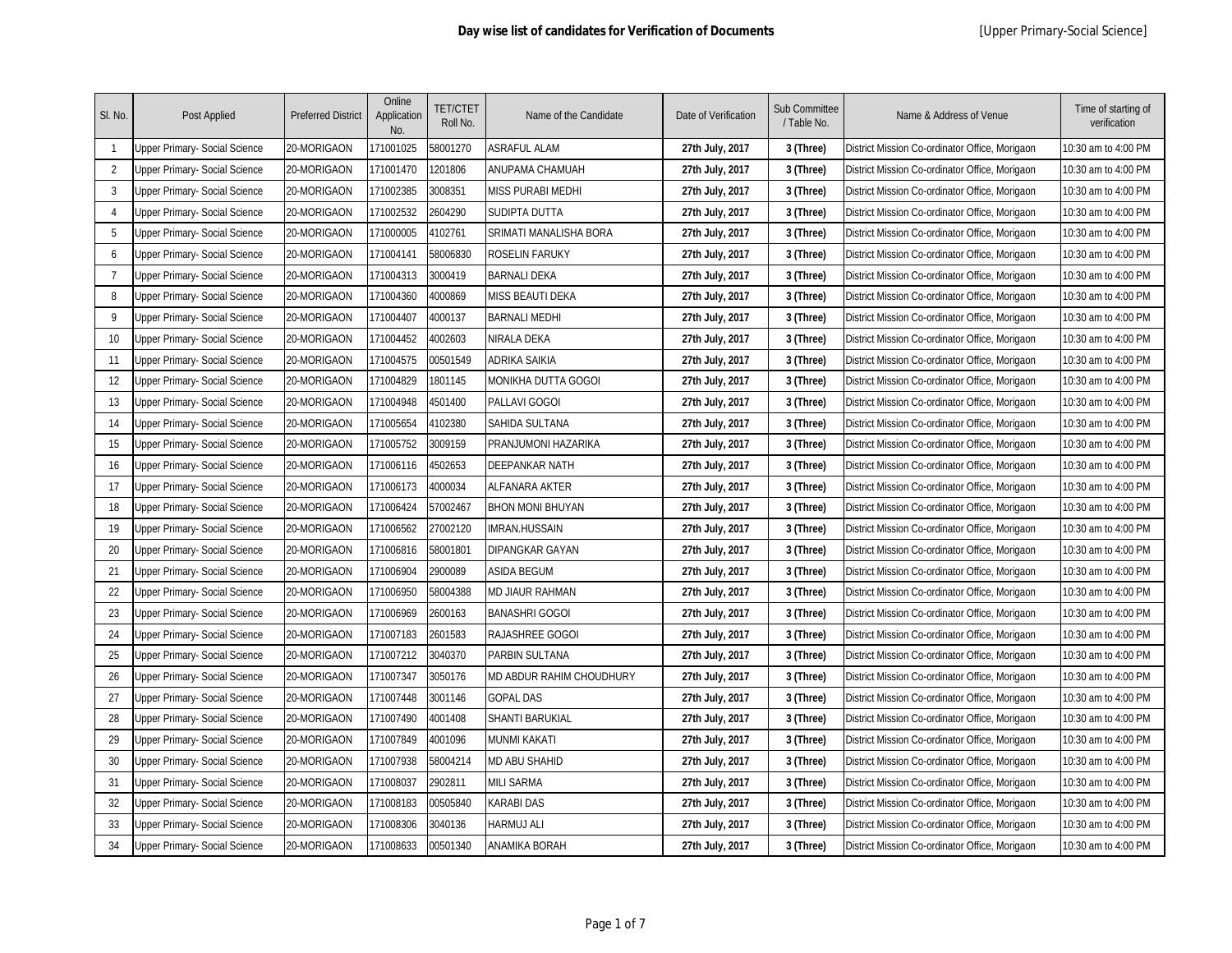# Day wise list of candidates for Verification of Documents

[Upper Primary-Social Science]

| Sl. No. | Post Applied | Preferred District | Online Application No. | TET/CTET Roll No. | Name of the Candidate | Date of Verification | Sub Committee / Table No. | Name & Address of Venue | Time of starting of verification |
|---|---|---|---|---|---|---|---|---|---|
| 1 | Upper Primary- Social Science | 20-MORIGAON | 171001025 | 58001270 | ASRAFUL ALAM | **27th July, 2017** | **3 (Three)** | District Mission Co-ordinator Office, Morigaon | 10:30 am to 4:00 PM |
| 2 | Upper Primary- Social Science | 20-MORIGAON | 171001470 | 1201806 | ANUPAMA CHAMUAH | **27th July, 2017** | **3 (Three)** | District Mission Co-ordinator Office, Morigaon | 10:30 am to 4:00 PM |
| 3 | Upper Primary- Social Science | 20-MORIGAON | 171002385 | 3008351 | MISS PURABI MEDHI | **27th July, 2017** | **3 (Three)** | District Mission Co-ordinator Office, Morigaon | 10:30 am to 4:00 PM |
| 4 | Upper Primary- Social Science | 20-MORIGAON | 171002532 | 2604290 | SUDIPTA DUTTA | **27th July, 2017** | **3 (Three)** | District Mission Co-ordinator Office, Morigaon | 10:30 am to 4:00 PM |
| 5 | Upper Primary- Social Science | 20-MORIGAON | 171000005 | 4102761 | SRIMATI MANALISHA BORA | **27th July, 2017** | **3 (Three)** | District Mission Co-ordinator Office, Morigaon | 10:30 am to 4:00 PM |
| 6 | Upper Primary- Social Science | 20-MORIGAON | 171004141 | 58006830 | ROSELIN FARUKY | **27th July, 2017** | **3 (Three)** | District Mission Co-ordinator Office, Morigaon | 10:30 am to 4:00 PM |
| 7 | Upper Primary- Social Science | 20-MORIGAON | 171004313 | 3000419 | BARNALI DEKA | **27th July, 2017** | **3 (Three)** | District Mission Co-ordinator Office, Morigaon | 10:30 am to 4:00 PM |
| 8 | Upper Primary- Social Science | 20-MORIGAON | 171004360 | 4000869 | MISS BEAUTI DEKA | **27th July, 2017** | **3 (Three)** | District Mission Co-ordinator Office, Morigaon | 10:30 am to 4:00 PM |
| 9 | Upper Primary- Social Science | 20-MORIGAON | 171004407 | 4000137 | BARNALI MEDHI | **27th July, 2017** | **3 (Three)** | District Mission Co-ordinator Office, Morigaon | 10:30 am to 4:00 PM |
| 10 | Upper Primary- Social Science | 20-MORIGAON | 171004452 | 4002603 | NIRALA DEKA | **27th July, 2017** | **3 (Three)** | District Mission Co-ordinator Office, Morigaon | 10:30 am to 4:00 PM |
| 11 | Upper Primary- Social Science | 20-MORIGAON | 171004575 | 00501549 | ADRIKA SAIKIA | **27th July, 2017** | **3 (Three)** | District Mission Co-ordinator Office, Morigaon | 10:30 am to 4:00 PM |
| 12 | Upper Primary- Social Science | 20-MORIGAON | 171004829 | 1801145 | MONIKHA DUTTA GOGOI | **27th July, 2017** | **3 (Three)** | District Mission Co-ordinator Office, Morigaon | 10:30 am to 4:00 PM |
| 13 | Upper Primary- Social Science | 20-MORIGAON | 171004948 | 4501400 | PALLAVI GOGOI | **27th July, 2017** | **3 (Three)** | District Mission Co-ordinator Office, Morigaon | 10:30 am to 4:00 PM |
| 14 | Upper Primary- Social Science | 20-MORIGAON | 171005654 | 4102380 | SAHIDA SULTANA | **27th July, 2017** | **3 (Three)** | District Mission Co-ordinator Office, Morigaon | 10:30 am to 4:00 PM |
| 15 | Upper Primary- Social Science | 20-MORIGAON | 171005752 | 3009159 | PRANJUMONI HAZARIKA | **27th July, 2017** | **3 (Three)** | District Mission Co-ordinator Office, Morigaon | 10:30 am to 4:00 PM |
| 16 | Upper Primary- Social Science | 20-MORIGAON | 171006116 | 4502653 | DEEPANKAR NATH | **27th July, 2017** | **3 (Three)** | District Mission Co-ordinator Office, Morigaon | 10:30 am to 4:00 PM |
| 17 | Upper Primary- Social Science | 20-MORIGAON | 171006173 | 4000034 | ALFANARA AKTER | **27th July, 2017** | **3 (Three)** | District Mission Co-ordinator Office, Morigaon | 10:30 am to 4:00 PM |
| 18 | Upper Primary- Social Science | 20-MORIGAON | 171006424 | 57002467 | BHON MONI BHUYAN | **27th July, 2017** | **3 (Three)** | District Mission Co-ordinator Office, Morigaon | 10:30 am to 4:00 PM |
| 19 | Upper Primary- Social Science | 20-MORIGAON | 171006562 | 27002120 | IMRAN.HUSSAIN | **27th July, 2017** | **3 (Three)** | District Mission Co-ordinator Office, Morigaon | 10:30 am to 4:00 PM |
| 20 | Upper Primary- Social Science | 20-MORIGAON | 171006816 | 58001801 | DIPANGKAR GAYAN | **27th July, 2017** | **3 (Three)** | District Mission Co-ordinator Office, Morigaon | 10:30 am to 4:00 PM |
| 21 | Upper Primary- Social Science | 20-MORIGAON | 171006904 | 2900089 | ASIDA BEGUM | **27th July, 2017** | **3 (Three)** | District Mission Co-ordinator Office, Morigaon | 10:30 am to 4:00 PM |
| 22 | Upper Primary- Social Science | 20-MORIGAON | 171006950 | 58004388 | MD JIAUR RAHMAN | **27th July, 2017** | **3 (Three)** | District Mission Co-ordinator Office, Morigaon | 10:30 am to 4:00 PM |
| 23 | Upper Primary- Social Science | 20-MORIGAON | 171006969 | 2600163 | BANASHRI GOGOI | **27th July, 2017** | **3 (Three)** | District Mission Co-ordinator Office, Morigaon | 10:30 am to 4:00 PM |
| 24 | Upper Primary- Social Science | 20-MORIGAON | 171007183 | 2601583 | RAJASHREE GOGOI | **27th July, 2017** | **3 (Three)** | District Mission Co-ordinator Office, Morigaon | 10:30 am to 4:00 PM |
| 25 | Upper Primary- Social Science | 20-MORIGAON | 171007212 | 3040370 | PARBIN SULTANA | **27th July, 2017** | **3 (Three)** | District Mission Co-ordinator Office, Morigaon | 10:30 am to 4:00 PM |
| 26 | Upper Primary- Social Science | 20-MORIGAON | 171007347 | 3050176 | MD ABDUR RAHIM CHOUDHURY | **27th July, 2017** | **3 (Three)** | District Mission Co-ordinator Office, Morigaon | 10:30 am to 4:00 PM |
| 27 | Upper Primary- Social Science | 20-MORIGAON | 171007448 | 3001146 | GOPAL DAS | **27th July, 2017** | **3 (Three)** | District Mission Co-ordinator Office, Morigaon | 10:30 am to 4:00 PM |
| 28 | Upper Primary- Social Science | 20-MORIGAON | 171007490 | 4001408 | SHANTI BARUKIAL | **27th July, 2017** | **3 (Three)** | District Mission Co-ordinator Office, Morigaon | 10:30 am to 4:00 PM |
| 29 | Upper Primary- Social Science | 20-MORIGAON | 171007849 | 4001096 | MUNMI KAKATI | **27th July, 2017** | **3 (Three)** | District Mission Co-ordinator Office, Morigaon | 10:30 am to 4:00 PM |
| 30 | Upper Primary- Social Science | 20-MORIGAON | 171007938 | 58004214 | MD ABU SHAHID | **27th July, 2017** | **3 (Three)** | District Mission Co-ordinator Office, Morigaon | 10:30 am to 4:00 PM |
| 31 | Upper Primary- Social Science | 20-MORIGAON | 171008037 | 2902811 | MILI SARMA | **27th July, 2017** | **3 (Three)** | District Mission Co-ordinator Office, Morigaon | 10:30 am to 4:00 PM |
| 32 | Upper Primary- Social Science | 20-MORIGAON | 171008183 | 00505840 | KARABI DAS | **27th July, 2017** | **3 (Three)** | District Mission Co-ordinator Office, Morigaon | 10:30 am to 4:00 PM |
| 33 | Upper Primary- Social Science | 20-MORIGAON | 171008306 | 3040136 | HARMUJ ALI | **27th July, 2017** | **3 (Three)** | District Mission Co-ordinator Office, Morigaon | 10:30 am to 4:00 PM |
| 34 | Upper Primary- Social Science | 20-MORIGAON | 171008633 | 00501340 | ANAMIKA BORAH | **27th July, 2017** | **3 (Three)** | District Mission Co-ordinator Office, Morigaon | 10:30 am to 4:00 PM |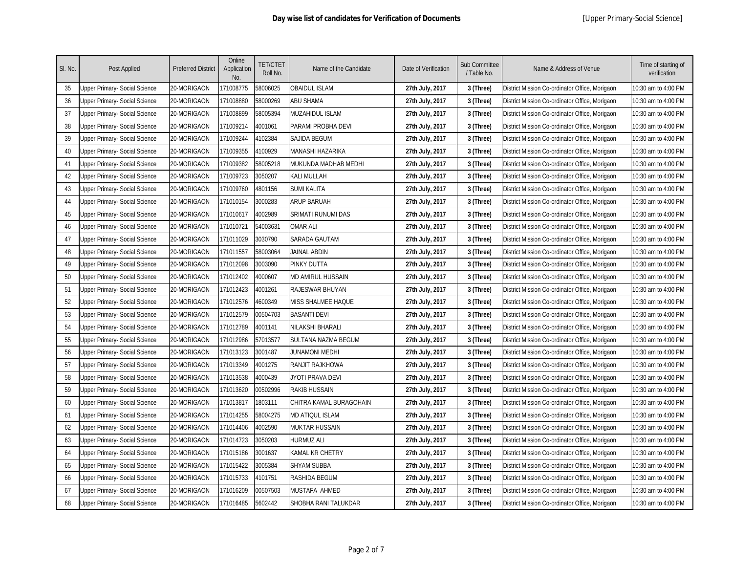# Day wise list of candidates for Verification of Documents

[Upper Primary-Social Science]

| Sl. No. | Post Applied | Preferred District | Online Application No. | TET/CTET Roll No. | Name of the Candidate | Date of Verification | Sub Committee / Table No. | Name & Address of Venue | Time of starting of verification |
|---|---|---|---|---|---|---|---|---|---|
| 35 | Upper Primary- Social Science | 20-MORIGAON | 171008775 | 58006025 | OBAIDUL ISLAM | 27th July, 2017 | 3 (Three) | District Mission Co-ordinator Office, Morigaon | 10:30 am to 4:00 PM |
| 36 | Upper Primary- Social Science | 20-MORIGAON | 171008880 | 58000269 | ABU SHAMA | 27th July, 2017 | 3 (Three) | District Mission Co-ordinator Office, Morigaon | 10:30 am to 4:00 PM |
| 37 | Upper Primary- Social Science | 20-MORIGAON | 171008899 | 58005394 | MUZAHIDUL ISLAM | 27th July, 2017 | 3 (Three) | District Mission Co-ordinator Office, Morigaon | 10:30 am to 4:00 PM |
| 38 | Upper Primary- Social Science | 20-MORIGAON | 171009214 | 4001061 | PARAMI PROBHA DEVI | 27th July, 2017 | 3 (Three) | District Mission Co-ordinator Office, Morigaon | 10:30 am to 4:00 PM |
| 39 | Upper Primary- Social Science | 20-MORIGAON | 171009244 | 4102384 | SAJIDA BEGUM | 27th July, 2017 | 3 (Three) | District Mission Co-ordinator Office, Morigaon | 10:30 am to 4:00 PM |
| 40 | Upper Primary- Social Science | 20-MORIGAON | 171009355 | 4100929 | MANASHI HAZARIKA | 27th July, 2017 | 3 (Three) | District Mission Co-ordinator Office, Morigaon | 10:30 am to 4:00 PM |
| 41 | Upper Primary- Social Science | 20-MORIGAON | 171009382 | 58005218 | MUKUNDA MADHAB MEDHI | 27th July, 2017 | 3 (Three) | District Mission Co-ordinator Office, Morigaon | 10:30 am to 4:00 PM |
| 42 | Upper Primary- Social Science | 20-MORIGAON | 171009723 | 3050207 | KALI MULLAH | 27th July, 2017 | 3 (Three) | District Mission Co-ordinator Office, Morigaon | 10:30 am to 4:00 PM |
| 43 | Upper Primary- Social Science | 20-MORIGAON | 171009760 | 4801156 | SUMI KALITA | 27th July, 2017 | 3 (Three) | District Mission Co-ordinator Office, Morigaon | 10:30 am to 4:00 PM |
| 44 | Upper Primary- Social Science | 20-MORIGAON | 171010154 | 3000283 | ARUP BARUAH | 27th July, 2017 | 3 (Three) | District Mission Co-ordinator Office, Morigaon | 10:30 am to 4:00 PM |
| 45 | Upper Primary- Social Science | 20-MORIGAON | 171010617 | 4002989 | SRIMATI RUNUMI DAS | 27th July, 2017 | 3 (Three) | District Mission Co-ordinator Office, Morigaon | 10:30 am to 4:00 PM |
| 46 | Upper Primary- Social Science | 20-MORIGAON | 171010721 | 54003631 | OMAR ALI | 27th July, 2017 | 3 (Three) | District Mission Co-ordinator Office, Morigaon | 10:30 am to 4:00 PM |
| 47 | Upper Primary- Social Science | 20-MORIGAON | 171011029 | 3030790 | SARADA GAUTAM | 27th July, 2017 | 3 (Three) | District Mission Co-ordinator Office, Morigaon | 10:30 am to 4:00 PM |
| 48 | Upper Primary- Social Science | 20-MORIGAON | 171011557 | 58003064 | JAINAL ABDIN | 27th July, 2017 | 3 (Three) | District Mission Co-ordinator Office, Morigaon | 10:30 am to 4:00 PM |
| 49 | Upper Primary- Social Science | 20-MORIGAON | 171012098 | 3003090 | PINKY DUTTA | 27th July, 2017 | 3 (Three) | District Mission Co-ordinator Office, Morigaon | 10:30 am to 4:00 PM |
| 50 | Upper Primary- Social Science | 20-MORIGAON | 171012402 | 4000607 | MD AMIRUL HUSSAIN | 27th July, 2017 | 3 (Three) | District Mission Co-ordinator Office, Morigaon | 10:30 am to 4:00 PM |
| 51 | Upper Primary- Social Science | 20-MORIGAON | 171012423 | 4001261 | RAJESWAR BHUYAN | 27th July, 2017 | 3 (Three) | District Mission Co-ordinator Office, Morigaon | 10:30 am to 4:00 PM |
| 52 | Upper Primary- Social Science | 20-MORIGAON | 171012576 | 4600349 | MISS SHALMEE HAQUE | 27th July, 2017 | 3 (Three) | District Mission Co-ordinator Office, Morigaon | 10:30 am to 4:00 PM |
| 53 | Upper Primary- Social Science | 20-MORIGAON | 171012579 | 00504703 | BASANTI DEVI | 27th July, 2017 | 3 (Three) | District Mission Co-ordinator Office, Morigaon | 10:30 am to 4:00 PM |
| 54 | Upper Primary- Social Science | 20-MORIGAON | 171012789 | 4001141 | NILAKSHI BHARALI | 27th July, 2017 | 3 (Three) | District Mission Co-ordinator Office, Morigaon | 10:30 am to 4:00 PM |
| 55 | Upper Primary- Social Science | 20-MORIGAON | 171012986 | 57013577 | SULTANA NAZMA BEGUM | 27th July, 2017 | 3 (Three) | District Mission Co-ordinator Office, Morigaon | 10:30 am to 4:00 PM |
| 56 | Upper Primary- Social Science | 20-MORIGAON | 171013123 | 3001487 | JUNAMONI MEDHI | 27th July, 2017 | 3 (Three) | District Mission Co-ordinator Office, Morigaon | 10:30 am to 4:00 PM |
| 57 | Upper Primary- Social Science | 20-MORIGAON | 171013349 | 4001275 | RANJIT RAJKHOWA | 27th July, 2017 | 3 (Three) | District Mission Co-ordinator Office, Morigaon | 10:30 am to 4:00 PM |
| 58 | Upper Primary- Social Science | 20-MORIGAON | 171013538 | 4000439 | JYOTI PRAVA DEVI | 27th July, 2017 | 3 (Three) | District Mission Co-ordinator Office, Morigaon | 10:30 am to 4:00 PM |
| 59 | Upper Primary- Social Science | 20-MORIGAON | 171013620 | 00502996 | RAKIB HUSSAIN | 27th July, 2017 | 3 (Three) | District Mission Co-ordinator Office, Morigaon | 10:30 am to 4:00 PM |
| 60 | Upper Primary- Social Science | 20-MORIGAON | 171013817 | 1803111 | CHITRA KAMAL BURAGOHAIN | 27th July, 2017 | 3 (Three) | District Mission Co-ordinator Office, Morigaon | 10:30 am to 4:00 PM |
| 61 | Upper Primary- Social Science | 20-MORIGAON | 171014255 | 58004275 | MD ATIQUL ISLAM | 27th July, 2017 | 3 (Three) | District Mission Co-ordinator Office, Morigaon | 10:30 am to 4:00 PM |
| 62 | Upper Primary- Social Science | 20-MORIGAON | 171014406 | 4002590 | MUKTAR HUSSAIN | 27th July, 2017 | 3 (Three) | District Mission Co-ordinator Office, Morigaon | 10:30 am to 4:00 PM |
| 63 | Upper Primary- Social Science | 20-MORIGAON | 171014723 | 3050203 | HURMUZ ALI | 27th July, 2017 | 3 (Three) | District Mission Co-ordinator Office, Morigaon | 10:30 am to 4:00 PM |
| 64 | Upper Primary- Social Science | 20-MORIGAON | 171015186 | 3001637 | KAMAL KR CHETRY | 27th July, 2017 | 3 (Three) | District Mission Co-ordinator Office, Morigaon | 10:30 am to 4:00 PM |
| 65 | Upper Primary- Social Science | 20-MORIGAON | 171015422 | 3005384 | SHYAM SUBBA | 27th July, 2017 | 3 (Three) | District Mission Co-ordinator Office, Morigaon | 10:30 am to 4:00 PM |
| 66 | Upper Primary- Social Science | 20-MORIGAON | 171015733 | 4101751 | RASHIDA BEGUM | 27th July, 2017 | 3 (Three) | District Mission Co-ordinator Office, Morigaon | 10:30 am to 4:00 PM |
| 67 | Upper Primary- Social Science | 20-MORIGAON | 171016209 | 00507503 | MUSTAFA AHMED | 27th July, 2017 | 3 (Three) | District Mission Co-ordinator Office, Morigaon | 10:30 am to 4:00 PM |
| 68 | Upper Primary- Social Science | 20-MORIGAON | 171016485 | 5602442 | SHOBHA RANI TALUKDAR | 27th July, 2017 | 3 (Three) | District Mission Co-ordinator Office, Morigaon | 10:30 am to 4:00 PM |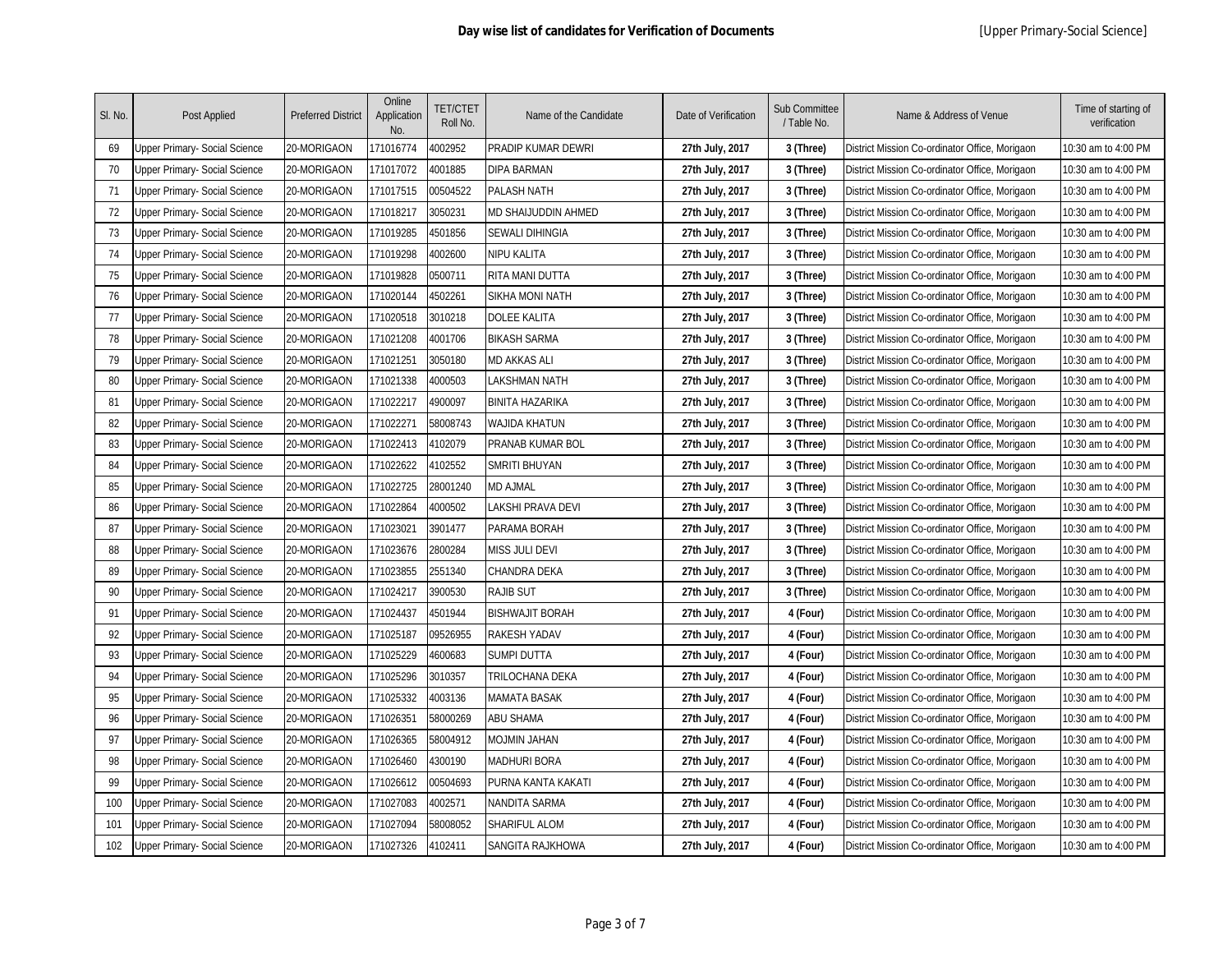# Day wise list of candidates for Verification of Documents

[Upper Primary-Social Science]

| Sl. No. | Post Applied | Preferred District | Online Application No. | TET/CTET Roll No. | Name of the Candidate | Date of Verification | Sub Committee / Table No. | Name & Address of Venue | Time of starting of verification |
|---|---|---|---|---|---|---|---|---|---|
| 69 | Upper Primary- Social Science | 20-MORIGAON | 171016774 | 4002952 | PRADIP KUMAR DEWRI | **27th July, 2017** | **3 (Three)** | District Mission Co-ordinator Office, Morigaon | 10:30 am to 4:00 PM |
| 70 | Upper Primary- Social Science | 20-MORIGAON | 171017072 | 4001885 | DIPA BARMAN | **27th July, 2017** | **3 (Three)** | District Mission Co-ordinator Office, Morigaon | 10:30 am to 4:00 PM |
| 71 | Upper Primary- Social Science | 20-MORIGAON | 171017515 | 00504522 | PALASH NATH | **27th July, 2017** | **3 (Three)** | District Mission Co-ordinator Office, Morigaon | 10:30 am to 4:00 PM |
| 72 | Upper Primary- Social Science | 20-MORIGAON | 171018217 | 3050231 | MD SHAIJUDDIN AHMED | **27th July, 2017** | **3 (Three)** | District Mission Co-ordinator Office, Morigaon | 10:30 am to 4:00 PM |
| 73 | Upper Primary- Social Science | 20-MORIGAON | 171019285 | 4501856 | SEWALI DIHINGIA | **27th July, 2017** | **3 (Three)** | District Mission Co-ordinator Office, Morigaon | 10:30 am to 4:00 PM |
| 74 | Upper Primary- Social Science | 20-MORIGAON | 171019298 | 4002600 | NIPU KALITA | **27th July, 2017** | **3 (Three)** | District Mission Co-ordinator Office, Morigaon | 10:30 am to 4:00 PM |
| 75 | Upper Primary- Social Science | 20-MORIGAON | 171019828 | 0500711 | RITA MANI DUTTA | **27th July, 2017** | **3 (Three)** | District Mission Co-ordinator Office, Morigaon | 10:30 am to 4:00 PM |
| 76 | Upper Primary- Social Science | 20-MORIGAON | 171020144 | 4502261 | SIKHA MONI NATH | **27th July, 2017** | **3 (Three)** | District Mission Co-ordinator Office, Morigaon | 10:30 am to 4:00 PM |
| 77 | Upper Primary- Social Science | 20-MORIGAON | 171020518 | 3010218 | DOLEE KALITA | **27th July, 2017** | **3 (Three)** | District Mission Co-ordinator Office, Morigaon | 10:30 am to 4:00 PM |
| 78 | Upper Primary- Social Science | 20-MORIGAON | 171021208 | 4001706 | BIKASH SARMA | **27th July, 2017** | **3 (Three)** | District Mission Co-ordinator Office, Morigaon | 10:30 am to 4:00 PM |
| 79 | Upper Primary- Social Science | 20-MORIGAON | 171021251 | 3050180 | MD AKKAS ALI | **27th July, 2017** | **3 (Three)** | District Mission Co-ordinator Office, Morigaon | 10:30 am to 4:00 PM |
| 80 | Upper Primary- Social Science | 20-MORIGAON | 171021338 | 4000503 | LAKSHMAN NATH | **27th July, 2017** | **3 (Three)** | District Mission Co-ordinator Office, Morigaon | 10:30 am to 4:00 PM |
| 81 | Upper Primary- Social Science | 20-MORIGAON | 171022217 | 4900097 | BINITA HAZARIKA | **27th July, 2017** | **3 (Three)** | District Mission Co-ordinator Office, Morigaon | 10:30 am to 4:00 PM |
| 82 | Upper Primary- Social Science | 20-MORIGAON | 171022271 | 58008743 | WAJIDA KHATUN | **27th July, 2017** | **3 (Three)** | District Mission Co-ordinator Office, Morigaon | 10:30 am to 4:00 PM |
| 83 | Upper Primary- Social Science | 20-MORIGAON | 171022413 | 4102079 | PRANAB KUMAR BOL | **27th July, 2017** | **3 (Three)** | District Mission Co-ordinator Office, Morigaon | 10:30 am to 4:00 PM |
| 84 | Upper Primary- Social Science | 20-MORIGAON | 171022622 | 4102552 | SMRITI BHUYAN | **27th July, 2017** | **3 (Three)** | District Mission Co-ordinator Office, Morigaon | 10:30 am to 4:00 PM |
| 85 | Upper Primary- Social Science | 20-MORIGAON | 171022725 | 28001240 | MD AJMAL | **27th July, 2017** | **3 (Three)** | District Mission Co-ordinator Office, Morigaon | 10:30 am to 4:00 PM |
| 86 | Upper Primary- Social Science | 20-MORIGAON | 171022864 | 4000502 | LAKSHI PRAVA DEVI | **27th July, 2017** | **3 (Three)** | District Mission Co-ordinator Office, Morigaon | 10:30 am to 4:00 PM |
| 87 | Upper Primary- Social Science | 20-MORIGAON | 171023021 | 3901477 | PARAMA BORAH | **27th July, 2017** | **3 (Three)** | District Mission Co-ordinator Office, Morigaon | 10:30 am to 4:00 PM |
| 88 | Upper Primary- Social Science | 20-MORIGAON | 171023676 | 2800284 | MISS JULI DEVI | **27th July, 2017** | **3 (Three)** | District Mission Co-ordinator Office, Morigaon | 10:30 am to 4:00 PM |
| 89 | Upper Primary- Social Science | 20-MORIGAON | 171023855 | 2551340 | CHANDRA DEKA | **27th July, 2017** | **3 (Three)** | District Mission Co-ordinator Office, Morigaon | 10:30 am to 4:00 PM |
| 90 | Upper Primary- Social Science | 20-MORIGAON | 171024217 | 3900530 | RAJIB SUT | **27th July, 2017** | **3 (Three)** | District Mission Co-ordinator Office, Morigaon | 10:30 am to 4:00 PM |
| 91 | Upper Primary- Social Science | 20-MORIGAON | 171024437 | 4501944 | BISHWAJIT BORAH | **27th July, 2017** | **4 (Four)** | District Mission Co-ordinator Office, Morigaon | 10:30 am to 4:00 PM |
| 92 | Upper Primary- Social Science | 20-MORIGAON | 171025187 | 09526955 | RAKESH YADAV | **27th July, 2017** | **4 (Four)** | District Mission Co-ordinator Office, Morigaon | 10:30 am to 4:00 PM |
| 93 | Upper Primary- Social Science | 20-MORIGAON | 171025229 | 4600683 | SUMPI DUTTA | **27th July, 2017** | **4 (Four)** | District Mission Co-ordinator Office, Morigaon | 10:30 am to 4:00 PM |
| 94 | Upper Primary- Social Science | 20-MORIGAON | 171025296 | 3010357 | TRILOCHANA DEKA | **27th July, 2017** | **4 (Four)** | District Mission Co-ordinator Office, Morigaon | 10:30 am to 4:00 PM |
| 95 | Upper Primary- Social Science | 20-MORIGAON | 171025332 | 4003136 | MAMATA BASAK | **27th July, 2017** | **4 (Four)** | District Mission Co-ordinator Office, Morigaon | 10:30 am to 4:00 PM |
| 96 | Upper Primary- Social Science | 20-MORIGAON | 171026351 | 58000269 | ABU SHAMA | **27th July, 2017** | **4 (Four)** | District Mission Co-ordinator Office, Morigaon | 10:30 am to 4:00 PM |
| 97 | Upper Primary- Social Science | 20-MORIGAON | 171026365 | 58004912 | MOJMIN JAHAN | **27th July, 2017** | **4 (Four)** | District Mission Co-ordinator Office, Morigaon | 10:30 am to 4:00 PM |
| 98 | Upper Primary- Social Science | 20-MORIGAON | 171026460 | 4300190 | MADHURI BORA | **27th July, 2017** | **4 (Four)** | District Mission Co-ordinator Office, Morigaon | 10:30 am to 4:00 PM |
| 99 | Upper Primary- Social Science | 20-MORIGAON | 171026612 | 00504693 | PURNA KANTA KAKATI | **27th July, 2017** | **4 (Four)** | District Mission Co-ordinator Office, Morigaon | 10:30 am to 4:00 PM |
| 100 | Upper Primary- Social Science | 20-MORIGAON | 171027083 | 4002571 | NANDITA SARMA | **27th July, 2017** | **4 (Four)** | District Mission Co-ordinator Office, Morigaon | 10:30 am to 4:00 PM |
| 101 | Upper Primary- Social Science | 20-MORIGAON | 171027094 | 58008052 | SHARIFUL ALOM | **27th July, 2017** | **4 (Four)** | District Mission Co-ordinator Office, Morigaon | 10:30 am to 4:00 PM |
| 102 | Upper Primary- Social Science | 20-MORIGAON | 171027326 | 4102411 | SANGITA RAJKHOWA | **27th July, 2017** | **4 (Four)** | District Mission Co-ordinator Office, Morigaon | 10:30 am to 4:00 PM |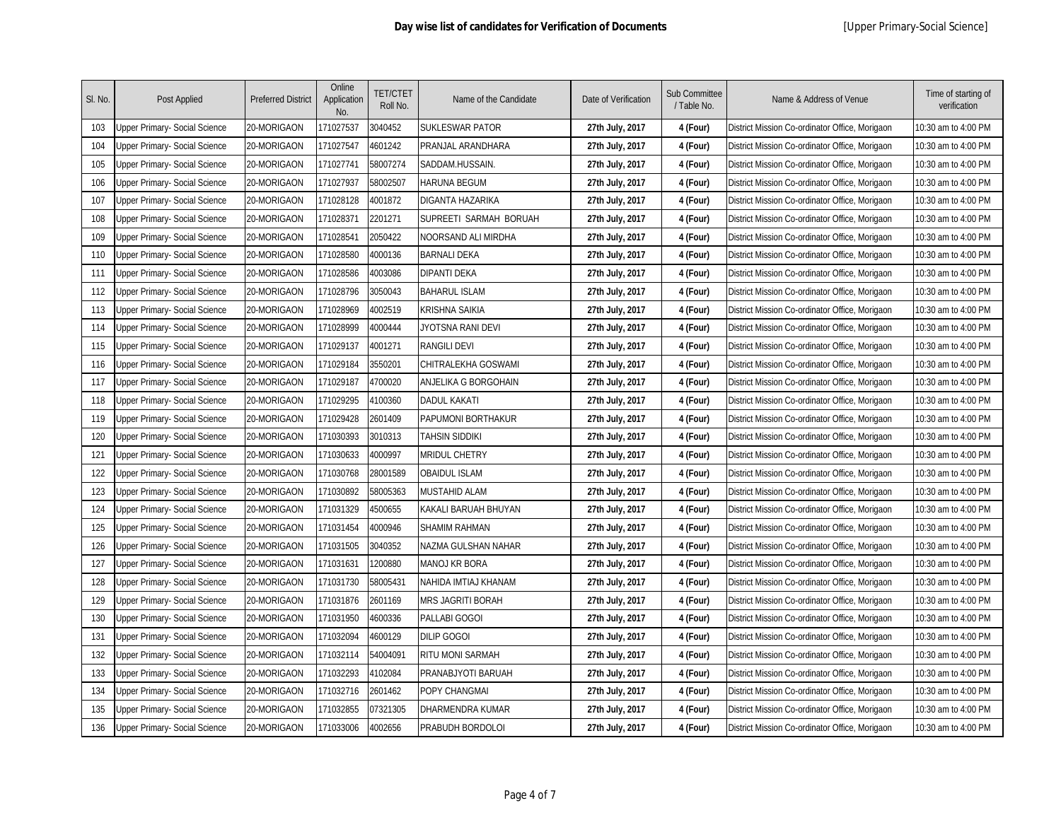**Day wise list of candidates for Verification of Documents** [Upper Primary-Social Science]

| Sl. No. | Post Applied | Preferred District | Online Application No. | TET/CTET Roll No. | Name of the Candidate | Date of Verification | Sub Committee / Table No. | Name & Address of Venue | Time of starting of verification |
|---|---|---|---|---|---|---|---|---|---|
| 103 | Upper Primary- Social Science | 20-MORIGAON | 171027537 | 3040452 | SUKLESWAR PATOR | **27th July, 2017** | **4 (Four)** | District Mission Co-ordinator Office, Morigaon | 10:30 am to 4:00 PM |
| 104 | Upper Primary- Social Science | 20-MORIGAON | 171027547 | 4601242 | PRANJAL ARANDHARA | **27th July, 2017** | **4 (Four)** | District Mission Co-ordinator Office, Morigaon | 10:30 am to 4:00 PM |
| 105 | Upper Primary- Social Science | 20-MORIGAON | 171027741 | 58007274 | SADDAM.HUSSAIN. | **27th July, 2017** | **4 (Four)** | District Mission Co-ordinator Office, Morigaon | 10:30 am to 4:00 PM |
| 106 | Upper Primary- Social Science | 20-MORIGAON | 171027937 | 58002507 | HARUNA BEGUM | **27th July, 2017** | **4 (Four)** | District Mission Co-ordinator Office, Morigaon | 10:30 am to 4:00 PM |
| 107 | Upper Primary- Social Science | 20-MORIGAON | 171028128 | 4001872 | DIGANTA HAZARIKA | **27th July, 2017** | **4 (Four)** | District Mission Co-ordinator Office, Morigaon | 10:30 am to 4:00 PM |
| 108 | Upper Primary- Social Science | 20-MORIGAON | 171028371 | 2201271 | SUPREETI SARMAH BORUAH | **27th July, 2017** | **4 (Four)** | District Mission Co-ordinator Office, Morigaon | 10:30 am to 4:00 PM |
| 109 | Upper Primary- Social Science | 20-MORIGAON | 171028541 | 2050422 | NOORSAND ALI MIRDHA | **27th July, 2017** | **4 (Four)** | District Mission Co-ordinator Office, Morigaon | 10:30 am to 4:00 PM |
| 110 | Upper Primary- Social Science | 20-MORIGAON | 171028580 | 4000136 | BARNALI DEKA | **27th July, 2017** | **4 (Four)** | District Mission Co-ordinator Office, Morigaon | 10:30 am to 4:00 PM |
| 111 | Upper Primary- Social Science | 20-MORIGAON | 171028586 | 4003086 | DIPANTI DEKA | **27th July, 2017** | **4 (Four)** | District Mission Co-ordinator Office, Morigaon | 10:30 am to 4:00 PM |
| 112 | Upper Primary- Social Science | 20-MORIGAON | 171028796 | 3050043 | BAHARUL ISLAM | **27th July, 2017** | **4 (Four)** | District Mission Co-ordinator Office, Morigaon | 10:30 am to 4:00 PM |
| 113 | Upper Primary- Social Science | 20-MORIGAON | 171028969 | 4002519 | KRISHNA SAIKIA | **27th July, 2017** | **4 (Four)** | District Mission Co-ordinator Office, Morigaon | 10:30 am to 4:00 PM |
| 114 | Upper Primary- Social Science | 20-MORIGAON | 171028999 | 4000444 | JYOTSNA RANI DEVI | **27th July, 2017** | **4 (Four)** | District Mission Co-ordinator Office, Morigaon | 10:30 am to 4:00 PM |
| 115 | Upper Primary- Social Science | 20-MORIGAON | 171029137 | 4001271 | RANGILI DEVI | **27th July, 2017** | **4 (Four)** | District Mission Co-ordinator Office, Morigaon | 10:30 am to 4:00 PM |
| 116 | Upper Primary- Social Science | 20-MORIGAON | 171029184 | 3550201 | CHITRALEKHA GOSWAMI | **27th July, 2017** | **4 (Four)** | District Mission Co-ordinator Office, Morigaon | 10:30 am to 4:00 PM |
| 117 | Upper Primary- Social Science | 20-MORIGAON | 171029187 | 4700020 | ANJELIKA G BORGOHAIN | **27th July, 2017** | **4 (Four)** | District Mission Co-ordinator Office, Morigaon | 10:30 am to 4:00 PM |
| 118 | Upper Primary- Social Science | 20-MORIGAON | 171029295 | 4100360 | DADUL KAKATI | **27th July, 2017** | **4 (Four)** | District Mission Co-ordinator Office, Morigaon | 10:30 am to 4:00 PM |
| 119 | Upper Primary- Social Science | 20-MORIGAON | 171029428 | 2601409 | PAPUMONI BORTHAKUR | **27th July, 2017** | **4 (Four)** | District Mission Co-ordinator Office, Morigaon | 10:30 am to 4:00 PM |
| 120 | Upper Primary- Social Science | 20-MORIGAON | 171030393 | 3010313 | TAHSIN SIDDIKI | **27th July, 2017** | **4 (Four)** | District Mission Co-ordinator Office, Morigaon | 10:30 am to 4:00 PM |
| 121 | Upper Primary- Social Science | 20-MORIGAON | 171030633 | 4000997 | MRIDUL CHETRY | **27th July, 2017** | **4 (Four)** | District Mission Co-ordinator Office, Morigaon | 10:30 am to 4:00 PM |
| 122 | Upper Primary- Social Science | 20-MORIGAON | 171030768 | 28001589 | OBAIDUL ISLAM | **27th July, 2017** | **4 (Four)** | District Mission Co-ordinator Office, Morigaon | 10:30 am to 4:00 PM |
| 123 | Upper Primary- Social Science | 20-MORIGAON | 171030892 | 58005363 | MUSTAHID ALAM | **27th July, 2017** | **4 (Four)** | District Mission Co-ordinator Office, Morigaon | 10:30 am to 4:00 PM |
| 124 | Upper Primary- Social Science | 20-MORIGAON | 171031329 | 4500655 | KAKALI BARUAH BHUYAN | **27th July, 2017** | **4 (Four)** | District Mission Co-ordinator Office, Morigaon | 10:30 am to 4:00 PM |
| 125 | Upper Primary- Social Science | 20-MORIGAON | 171031454 | 4000946 | SHAMIM RAHMAN | **27th July, 2017** | **4 (Four)** | District Mission Co-ordinator Office, Morigaon | 10:30 am to 4:00 PM |
| 126 | Upper Primary- Social Science | 20-MORIGAON | 171031505 | 3040352 | NAZMA GULSHAN NAHAR | **27th July, 2017** | **4 (Four)** | District Mission Co-ordinator Office, Morigaon | 10:30 am to 4:00 PM |
| 127 | Upper Primary- Social Science | 20-MORIGAON | 171031631 | 1200880 | MANOJ KR BORA | **27th July, 2017** | **4 (Four)** | District Mission Co-ordinator Office, Morigaon | 10:30 am to 4:00 PM |
| 128 | Upper Primary- Social Science | 20-MORIGAON | 171031730 | 58005431 | NAHIDA IMTIAJ KHANAM | **27th July, 2017** | **4 (Four)** | District Mission Co-ordinator Office, Morigaon | 10:30 am to 4:00 PM |
| 129 | Upper Primary- Social Science | 20-MORIGAON | 171031876 | 2601169 | MRS JAGRITI BORAH | **27th July, 2017** | **4 (Four)** | District Mission Co-ordinator Office, Morigaon | 10:30 am to 4:00 PM |
| 130 | Upper Primary- Social Science | 20-MORIGAON | 171031950 | 4600336 | PALLABI GOGOI | **27th July, 2017** | **4 (Four)** | District Mission Co-ordinator Office, Morigaon | 10:30 am to 4:00 PM |
| 131 | Upper Primary- Social Science | 20-MORIGAON | 171032094 | 4600129 | DILIP GOGOI | **27th July, 2017** | **4 (Four)** | District Mission Co-ordinator Office, Morigaon | 10:30 am to 4:00 PM |
| 132 | Upper Primary- Social Science | 20-MORIGAON | 171032114 | 54004091 | RITU MONI SARMAH | **27th July, 2017** | **4 (Four)** | District Mission Co-ordinator Office, Morigaon | 10:30 am to 4:00 PM |
| 133 | Upper Primary- Social Science | 20-MORIGAON | 171032293 | 4102084 | PRANABJYOTI BARUAH | **27th July, 2017** | **4 (Four)** | District Mission Co-ordinator Office, Morigaon | 10:30 am to 4:00 PM |
| 134 | Upper Primary- Social Science | 20-MORIGAON | 171032716 | 2601462 | POPY CHANGMAI | **27th July, 2017** | **4 (Four)** | District Mission Co-ordinator Office, Morigaon | 10:30 am to 4:00 PM |
| 135 | Upper Primary- Social Science | 20-MORIGAON | 171032855 | 07321305 | DHARMENDRA KUMAR | **27th July, 2017** | **4 (Four)** | District Mission Co-ordinator Office, Morigaon | 10:30 am to 4:00 PM |
| 136 | Upper Primary- Social Science | 20-MORIGAON | 171033006 | 4002656 | PRABUDH BORDOLOI | **27th July, 2017** | **4 (Four)** | District Mission Co-ordinator Office, Morigaon | 10:30 am to 4:00 PM |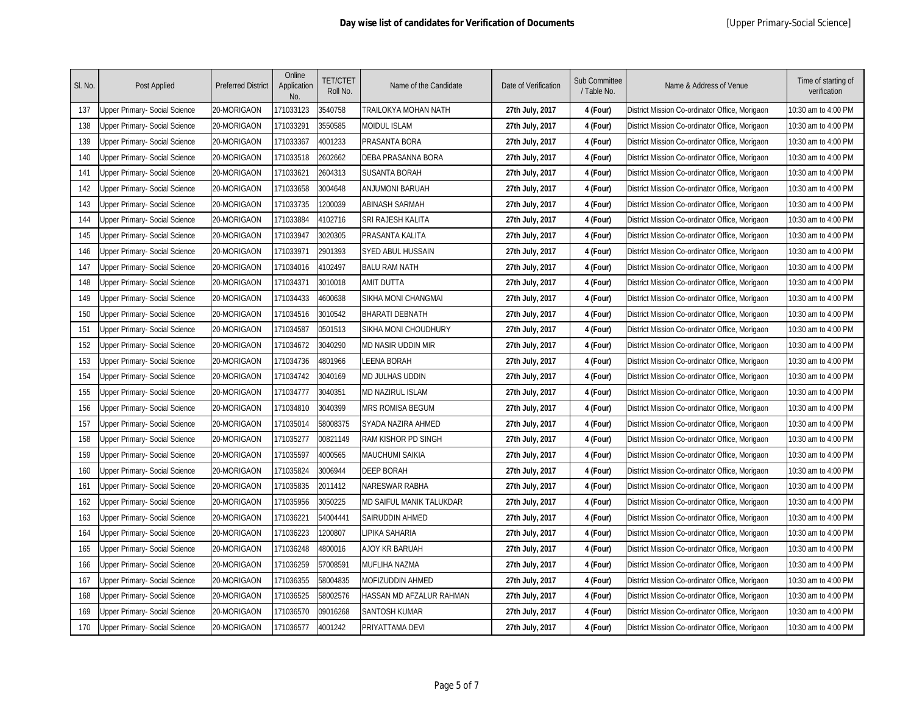**Day wise list of candidates for Verification of Documents** [Upper Primary-Social Science]

| Sl. No. | Post Applied | Preferred District | Online Application No. | TET/CTET Roll No. | Name of the Candidate | Date of Verification | Sub Committee / Table No. | Name & Address of Venue | Time of starting of verification |
|---|---|---|---|---|---|---|---|---|---|
| 137 | Upper Primary- Social Science | 20-MORIGAON | 171033123 | 3540758 | TRAILOKYA MOHAN NATH | **27th July, 2017** | **4 (Four)** | District Mission Co-ordinator Office, Morigaon | 10:30 am to 4:00 PM |
| 138 | Upper Primary- Social Science | 20-MORIGAON | 171033291 | 3550585 | MOIDUL ISLAM | **27th July, 2017** | **4 (Four)** | District Mission Co-ordinator Office, Morigaon | 10:30 am to 4:00 PM |
| 139 | Upper Primary- Social Science | 20-MORIGAON | 171033367 | 4001233 | PRASANTA BORA | **27th July, 2017** | **4 (Four)** | District Mission Co-ordinator Office, Morigaon | 10:30 am to 4:00 PM |
| 140 | Upper Primary- Social Science | 20-MORIGAON | 171033518 | 2602662 | DEBA PRASANNA BORA | **27th July, 2017** | **4 (Four)** | District Mission Co-ordinator Office, Morigaon | 10:30 am to 4:00 PM |
| 141 | Upper Primary- Social Science | 20-MORIGAON | 171033621 | 2604313 | SUSANTA BORAH | **27th July, 2017** | **4 (Four)** | District Mission Co-ordinator Office, Morigaon | 10:30 am to 4:00 PM |
| 142 | Upper Primary- Social Science | 20-MORIGAON | 171033658 | 3004648 | ANJUMONI BARUAH | **27th July, 2017** | **4 (Four)** | District Mission Co-ordinator Office, Morigaon | 10:30 am to 4:00 PM |
| 143 | Upper Primary- Social Science | 20-MORIGAON | 171033735 | 1200039 | ABINASH SARMAH | **27th July, 2017** | **4 (Four)** | District Mission Co-ordinator Office, Morigaon | 10:30 am to 4:00 PM |
| 144 | Upper Primary- Social Science | 20-MORIGAON | 171033884 | 4102716 | SRI RAJESH KALITA | **27th July, 2017** | **4 (Four)** | District Mission Co-ordinator Office, Morigaon | 10:30 am to 4:00 PM |
| 145 | Upper Primary- Social Science | 20-MORIGAON | 171033947 | 3020305 | PRASANTA KALITA | **27th July, 2017** | **4 (Four)** | District Mission Co-ordinator Office, Morigaon | 10:30 am to 4:00 PM |
| 146 | Upper Primary- Social Science | 20-MORIGAON | 171033971 | 2901393 | SYED ABUL HUSSAIN | **27th July, 2017** | **4 (Four)** | District Mission Co-ordinator Office, Morigaon | 10:30 am to 4:00 PM |
| 147 | Upper Primary- Social Science | 20-MORIGAON | 171034016 | 4102497 | BALU RAM NATH | **27th July, 2017** | **4 (Four)** | District Mission Co-ordinator Office, Morigaon | 10:30 am to 4:00 PM |
| 148 | Upper Primary- Social Science | 20-MORIGAON | 171034371 | 3010018 | AMIT DUTTA | **27th July, 2017** | **4 (Four)** | District Mission Co-ordinator Office, Morigaon | 10:30 am to 4:00 PM |
| 149 | Upper Primary- Social Science | 20-MORIGAON | 171034433 | 4600638 | SIKHA MONI CHANGMAI | **27th July, 2017** | **4 (Four)** | District Mission Co-ordinator Office, Morigaon | 10:30 am to 4:00 PM |
| 150 | Upper Primary- Social Science | 20-MORIGAON | 171034516 | 3010542 | BHARATI DEBNATH | **27th July, 2017** | **4 (Four)** | District Mission Co-ordinator Office, Morigaon | 10:30 am to 4:00 PM |
| 151 | Upper Primary- Social Science | 20-MORIGAON | 171034587 | 0501513 | SIKHA MONI CHOUDHURY | **27th July, 2017** | **4 (Four)** | District Mission Co-ordinator Office, Morigaon | 10:30 am to 4:00 PM |
| 152 | Upper Primary- Social Science | 20-MORIGAON | 171034672 | 3040290 | MD NASIR UDDIN MIR | **27th July, 2017** | **4 (Four)** | District Mission Co-ordinator Office, Morigaon | 10:30 am to 4:00 PM |
| 153 | Upper Primary- Social Science | 20-MORIGAON | 171034736 | 4801966 | LEENA BORAH | **27th July, 2017** | **4 (Four)** | District Mission Co-ordinator Office, Morigaon | 10:30 am to 4:00 PM |
| 154 | Upper Primary- Social Science | 20-MORIGAON | 171034742 | 3040169 | MD JULHAS UDDIN | **27th July, 2017** | **4 (Four)** | District Mission Co-ordinator Office, Morigaon | 10:30 am to 4:00 PM |
| 155 | Upper Primary- Social Science | 20-MORIGAON | 171034777 | 3040351 | MD NAZIRUL ISLAM | **27th July, 2017** | **4 (Four)** | District Mission Co-ordinator Office, Morigaon | 10:30 am to 4:00 PM |
| 156 | Upper Primary- Social Science | 20-MORIGAON | 171034810 | 3040399 | MRS ROMISA BEGUM | **27th July, 2017** | **4 (Four)** | District Mission Co-ordinator Office, Morigaon | 10:30 am to 4:00 PM |
| 157 | Upper Primary- Social Science | 20-MORIGAON | 171035014 | 58008375 | SYADA NAZIRA AHMED | **27th July, 2017** | **4 (Four)** | District Mission Co-ordinator Office, Morigaon | 10:30 am to 4:00 PM |
| 158 | Upper Primary- Social Science | 20-MORIGAON | 171035277 | 00821149 | RAM KISHOR PD SINGH | **27th July, 2017** | **4 (Four)** | District Mission Co-ordinator Office, Morigaon | 10:30 am to 4:00 PM |
| 159 | Upper Primary- Social Science | 20-MORIGAON | 171035597 | 4000565 | MAUCHUMI SAIKIA | **27th July, 2017** | **4 (Four)** | District Mission Co-ordinator Office, Morigaon | 10:30 am to 4:00 PM |
| 160 | Upper Primary- Social Science | 20-MORIGAON | 171035824 | 3006944 | DEEP BORAH | **27th July, 2017** | **4 (Four)** | District Mission Co-ordinator Office, Morigaon | 10:30 am to 4:00 PM |
| 161 | Upper Primary- Social Science | 20-MORIGAON | 171035835 | 2011412 | NARESWAR RABHA | **27th July, 2017** | **4 (Four)** | District Mission Co-ordinator Office, Morigaon | 10:30 am to 4:00 PM |
| 162 | Upper Primary- Social Science | 20-MORIGAON | 171035956 | 3050225 | MD SAIFUL MANIK TALUKDAR | **27th July, 2017** | **4 (Four)** | District Mission Co-ordinator Office, Morigaon | 10:30 am to 4:00 PM |
| 163 | Upper Primary- Social Science | 20-MORIGAON | 171036221 | 54004441 | SAIRUDDIN AHMED | **27th July, 2017** | **4 (Four)** | District Mission Co-ordinator Office, Morigaon | 10:30 am to 4:00 PM |
| 164 | Upper Primary- Social Science | 20-MORIGAON | 171036223 | 1200807 | LIPIKA SAHARIA | **27th July, 2017** | **4 (Four)** | District Mission Co-ordinator Office, Morigaon | 10:30 am to 4:00 PM |
| 165 | Upper Primary- Social Science | 20-MORIGAON | 171036248 | 4800016 | AJOY KR BARUAH | **27th July, 2017** | **4 (Four)** | District Mission Co-ordinator Office, Morigaon | 10:30 am to 4:00 PM |
| 166 | Upper Primary- Social Science | 20-MORIGAON | 171036259 | 57008591 | MUFLIHA NAZMA | **27th July, 2017** | **4 (Four)** | District Mission Co-ordinator Office, Morigaon | 10:30 am to 4:00 PM |
| 167 | Upper Primary- Social Science | 20-MORIGAON | 171036355 | 58004835 | MOFIZUDDIN AHMED | **27th July, 2017** | **4 (Four)** | District Mission Co-ordinator Office, Morigaon | 10:30 am to 4:00 PM |
| 168 | Upper Primary- Social Science | 20-MORIGAON | 171036525 | 58002576 | HASSAN MD AFZALUR RAHMAN | **27th July, 2017** | **4 (Four)** | District Mission Co-ordinator Office, Morigaon | 10:30 am to 4:00 PM |
| 169 | Upper Primary- Social Science | 20-MORIGAON | 171036570 | 09016268 | SANTOSH KUMAR | **27th July, 2017** | **4 (Four)** | District Mission Co-ordinator Office, Morigaon | 10:30 am to 4:00 PM |
| 170 | Upper Primary- Social Science | 20-MORIGAON | 171036577 | 4001242 | PRIYATTAMA DEVI | **27th July, 2017** | **4 (Four)** | District Mission Co-ordinator Office, Morigaon | 10:30 am to 4:00 PM |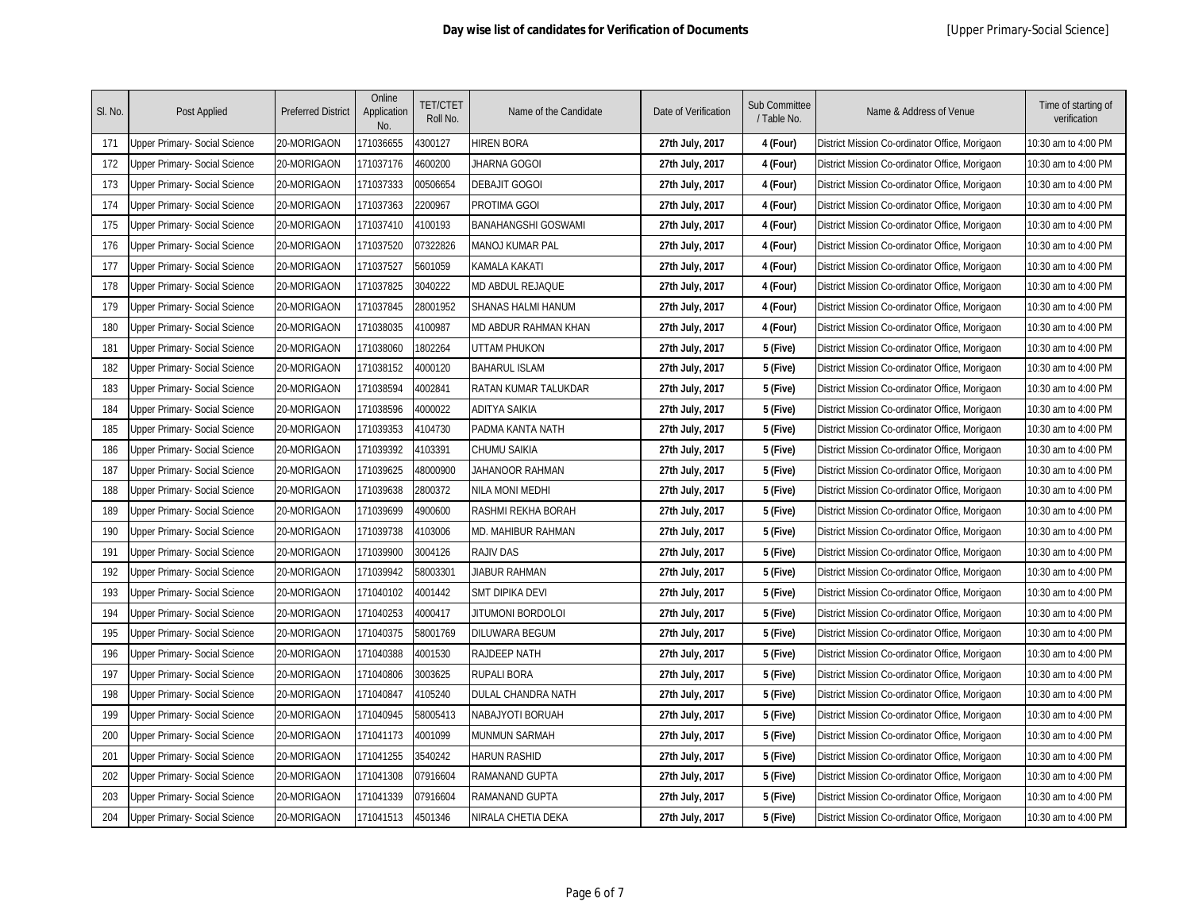**Day wise list of candidates for Verification of Documents** [Upper Primary-Social Science]

| Sl. No. | Post Applied | Preferred District | Online Application No. | TET/CTET Roll No. | Name of the Candidate | Date of Verification | Sub Committee / Table No. | Name & Address of Venue | Time of starting of verification |
|---|---|---|---|---|---|---|---|---|---|
| 171 | Upper Primary- Social Science | 20-MORIGAON | 171036655 | 4300127 | HIREN BORA | 27th July, 2017 | 4 (Four) | District Mission Co-ordinator Office, Morigaon | 10:30 am to 4:00 PM |
| 172 | Upper Primary- Social Science | 20-MORIGAON | 171037176 | 4600200 | JHARNA GOGOI | 27th July, 2017 | 4 (Four) | District Mission Co-ordinator Office, Morigaon | 10:30 am to 4:00 PM |
| 173 | Upper Primary- Social Science | 20-MORIGAON | 171037333 | 00506654 | DEBAJIT GOGOI | 27th July, 2017 | 4 (Four) | District Mission Co-ordinator Office, Morigaon | 10:30 am to 4:00 PM |
| 174 | Upper Primary- Social Science | 20-MORIGAON | 171037363 | 2200967 | PROTIMA GGOI | 27th July, 2017 | 4 (Four) | District Mission Co-ordinator Office, Morigaon | 10:30 am to 4:00 PM |
| 175 | Upper Primary- Social Science | 20-MORIGAON | 171037410 | 4100193 | BANAHANGSHI GOSWAMI | 27th July, 2017 | 4 (Four) | District Mission Co-ordinator Office, Morigaon | 10:30 am to 4:00 PM |
| 176 | Upper Primary- Social Science | 20-MORIGAON | 171037520 | 07322826 | MANOJ KUMAR PAL | 27th July, 2017 | 4 (Four) | District Mission Co-ordinator Office, Morigaon | 10:30 am to 4:00 PM |
| 177 | Upper Primary- Social Science | 20-MORIGAON | 171037527 | 5601059 | KAMALA KAKATI | 27th July, 2017 | 4 (Four) | District Mission Co-ordinator Office, Morigaon | 10:30 am to 4:00 PM |
| 178 | Upper Primary- Social Science | 20-MORIGAON | 171037825 | 3040222 | MD ABDUL REJAQUE | 27th July, 2017 | 4 (Four) | District Mission Co-ordinator Office, Morigaon | 10:30 am to 4:00 PM |
| 179 | Upper Primary- Social Science | 20-MORIGAON | 171037845 | 28001952 | SHANAS HALMI HANUM | 27th July, 2017 | 4 (Four) | District Mission Co-ordinator Office, Morigaon | 10:30 am to 4:00 PM |
| 180 | Upper Primary- Social Science | 20-MORIGAON | 171038035 | 4100987 | MD ABDUR RAHMAN KHAN | 27th July, 2017 | 4 (Four) | District Mission Co-ordinator Office, Morigaon | 10:30 am to 4:00 PM |
| 181 | Upper Primary- Social Science | 20-MORIGAON | 171038060 | 1802264 | UTTAM PHUKON | 27th July, 2017 | 5 (Five) | District Mission Co-ordinator Office, Morigaon | 10:30 am to 4:00 PM |
| 182 | Upper Primary- Social Science | 20-MORIGAON | 171038152 | 4000120 | BAHARUL ISLAM | 27th July, 2017 | 5 (Five) | District Mission Co-ordinator Office, Morigaon | 10:30 am to 4:00 PM |
| 183 | Upper Primary- Social Science | 20-MORIGAON | 171038594 | 4002841 | RATAN KUMAR TALUKDAR | 27th July, 2017 | 5 (Five) | District Mission Co-ordinator Office, Morigaon | 10:30 am to 4:00 PM |
| 184 | Upper Primary- Social Science | 20-MORIGAON | 171038596 | 4000022 | ADITYA SAIKIA | 27th July, 2017 | 5 (Five) | District Mission Co-ordinator Office, Morigaon | 10:30 am to 4:00 PM |
| 185 | Upper Primary- Social Science | 20-MORIGAON | 171039353 | 4104730 | PADMA KANTA NATH | 27th July, 2017 | 5 (Five) | District Mission Co-ordinator Office, Morigaon | 10:30 am to 4:00 PM |
| 186 | Upper Primary- Social Science | 20-MORIGAON | 171039392 | 4103391 | CHUMU SAIKIA | 27th July, 2017 | 5 (Five) | District Mission Co-ordinator Office, Morigaon | 10:30 am to 4:00 PM |
| 187 | Upper Primary- Social Science | 20-MORIGAON | 171039625 | 48000900 | JAHANOOR RAHMAN | 27th July, 2017 | 5 (Five) | District Mission Co-ordinator Office, Morigaon | 10:30 am to 4:00 PM |
| 188 | Upper Primary- Social Science | 20-MORIGAON | 171039638 | 2800372 | NILA MONI MEDHI | 27th July, 2017 | 5 (Five) | District Mission Co-ordinator Office, Morigaon | 10:30 am to 4:00 PM |
| 189 | Upper Primary- Social Science | 20-MORIGAON | 171039699 | 4900600 | RASHMI REKHA BORAH | 27th July, 2017 | 5 (Five) | District Mission Co-ordinator Office, Morigaon | 10:30 am to 4:00 PM |
| 190 | Upper Primary- Social Science | 20-MORIGAON | 171039738 | 4103006 | MD. MAHIBUR RAHMAN | 27th July, 2017 | 5 (Five) | District Mission Co-ordinator Office, Morigaon | 10:30 am to 4:00 PM |
| 191 | Upper Primary- Social Science | 20-MORIGAON | 171039900 | 3004126 | RAJIV DAS | 27th July, 2017 | 5 (Five) | District Mission Co-ordinator Office, Morigaon | 10:30 am to 4:00 PM |
| 192 | Upper Primary- Social Science | 20-MORIGAON | 171039942 | 58003301 | JIABUR RAHMAN | 27th July, 2017 | 5 (Five) | District Mission Co-ordinator Office, Morigaon | 10:30 am to 4:00 PM |
| 193 | Upper Primary- Social Science | 20-MORIGAON | 171040102 | 4001442 | SMT DIPIKA DEVI | 27th July, 2017 | 5 (Five) | District Mission Co-ordinator Office, Morigaon | 10:30 am to 4:00 PM |
| 194 | Upper Primary- Social Science | 20-MORIGAON | 171040253 | 4000417 | JITUMONI BORDOLOI | 27th July, 2017 | 5 (Five) | District Mission Co-ordinator Office, Morigaon | 10:30 am to 4:00 PM |
| 195 | Upper Primary- Social Science | 20-MORIGAON | 171040375 | 58001769 | DILUWARA BEGUM | 27th July, 2017 | 5 (Five) | District Mission Co-ordinator Office, Morigaon | 10:30 am to 4:00 PM |
| 196 | Upper Primary- Social Science | 20-MORIGAON | 171040388 | 4001530 | RAJDEEP NATH | 27th July, 2017 | 5 (Five) | District Mission Co-ordinator Office, Morigaon | 10:30 am to 4:00 PM |
| 197 | Upper Primary- Social Science | 20-MORIGAON | 171040806 | 3003625 | RUPALI BORA | 27th July, 2017 | 5 (Five) | District Mission Co-ordinator Office, Morigaon | 10:30 am to 4:00 PM |
| 198 | Upper Primary- Social Science | 20-MORIGAON | 171040847 | 4105240 | DULAL CHANDRA NATH | 27th July, 2017 | 5 (Five) | District Mission Co-ordinator Office, Morigaon | 10:30 am to 4:00 PM |
| 199 | Upper Primary- Social Science | 20-MORIGAON | 171040945 | 58005413 | NABAJYOTI BORUAH | 27th July, 2017 | 5 (Five) | District Mission Co-ordinator Office, Morigaon | 10:30 am to 4:00 PM |
| 200 | Upper Primary- Social Science | 20-MORIGAON | 171041173 | 4001099 | MUNMUN SARMAH | 27th July, 2017 | 5 (Five) | District Mission Co-ordinator Office, Morigaon | 10:30 am to 4:00 PM |
| 201 | Upper Primary- Social Science | 20-MORIGAON | 171041255 | 3540242 | HARUN RASHID | 27th July, 2017 | 5 (Five) | District Mission Co-ordinator Office, Morigaon | 10:30 am to 4:00 PM |
| 202 | Upper Primary- Social Science | 20-MORIGAON | 171041308 | 07916604 | RAMANAND GUPTA | 27th July, 2017 | 5 (Five) | District Mission Co-ordinator Office, Morigaon | 10:30 am to 4:00 PM |
| 203 | Upper Primary- Social Science | 20-MORIGAON | 171041339 | 07916604 | RAMANAND GUPTA | 27th July, 2017 | 5 (Five) | District Mission Co-ordinator Office, Morigaon | 10:30 am to 4:00 PM |
| 204 | Upper Primary- Social Science | 20-MORIGAON | 171041513 | 4501346 | NIRALA CHETIA DEKA | 27th July, 2017 | 5 (Five) | District Mission Co-ordinator Office, Morigaon | 10:30 am to 4:00 PM |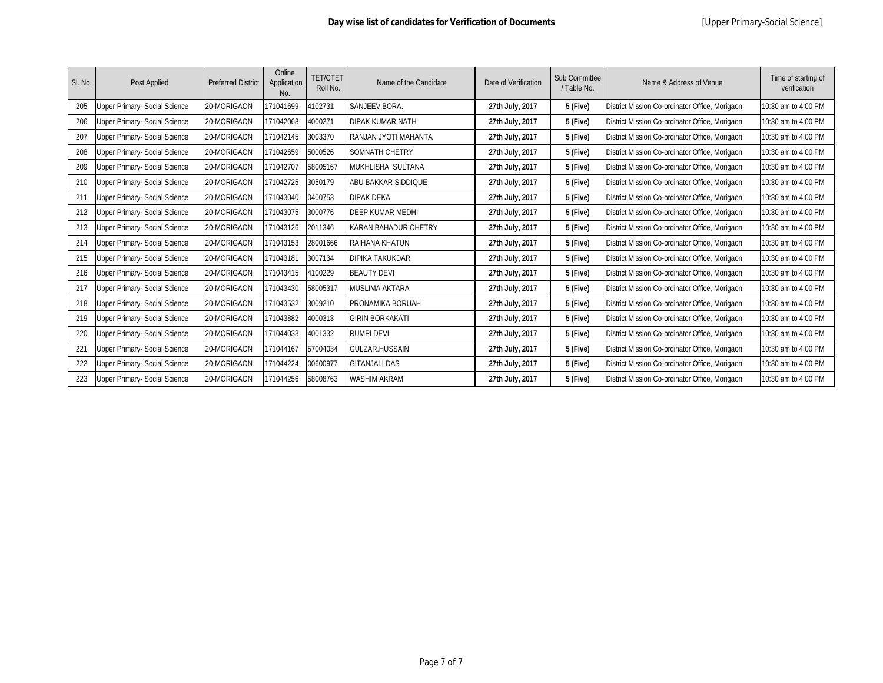## Day wise list of candidates for Verification of Documents

[Upper Primary-Social Science]

| Sl. No. | Post Applied | Preferred District | Online Application No. | TET/CTET Roll No. | Name of the Candidate | Date of Verification | Sub Committee / Table No. | Name & Address of Venue | Time of starting of verification |
|---|---|---|---|---|---|---|---|---|---|
| 205 | Upper Primary- Social Science | 20-MORIGAON | 171041699 | 4102731 | SANJEEV.BORA. | **27th July, 2017** | **5 (Five)** | District Mission Co-ordinator Office, Morigaon | 10:30 am to 4:00 PM |
| 206 | Upper Primary- Social Science | 20-MORIGAON | 171042068 | 4000271 | DIPAK KUMAR NATH | **27th July, 2017** | **5 (Five)** | District Mission Co-ordinator Office, Morigaon | 10:30 am to 4:00 PM |
| 207 | Upper Primary- Social Science | 20-MORIGAON | 171042145 | 3003370 | RANJAN JYOTI MAHANTA | **27th July, 2017** | **5 (Five)** | District Mission Co-ordinator Office, Morigaon | 10:30 am to 4:00 PM |
| 208 | Upper Primary- Social Science | 20-MORIGAON | 171042659 | 5000526 | SOMNATH CHETRY | **27th July, 2017** | **5 (Five)** | District Mission Co-ordinator Office, Morigaon | 10:30 am to 4:00 PM |
| 209 | Upper Primary- Social Science | 20-MORIGAON | 171042707 | 58005167 | MUKHLISHA SULTANA | **27th July, 2017** | **5 (Five)** | District Mission Co-ordinator Office, Morigaon | 10:30 am to 4:00 PM |
| 210 | Upper Primary- Social Science | 20-MORIGAON | 171042725 | 3050179 | ABU BAKKAR SIDDIQUE | **27th July, 2017** | **5 (Five)** | District Mission Co-ordinator Office, Morigaon | 10:30 am to 4:00 PM |
| 211 | Upper Primary- Social Science | 20-MORIGAON | 171043040 | 0400753 | DIPAK DEKA | **27th July, 2017** | **5 (Five)** | District Mission Co-ordinator Office, Morigaon | 10:30 am to 4:00 PM |
| 212 | Upper Primary- Social Science | 20-MORIGAON | 171043075 | 3000776 | DEEP KUMAR MEDHI | **27th July, 2017** | **5 (Five)** | District Mission Co-ordinator Office, Morigaon | 10:30 am to 4:00 PM |
| 213 | Upper Primary- Social Science | 20-MORIGAON | 171043126 | 2011346 | KARAN BAHADUR CHETRY | **27th July, 2017** | **5 (Five)** | District Mission Co-ordinator Office, Morigaon | 10:30 am to 4:00 PM |
| 214 | Upper Primary- Social Science | 20-MORIGAON | 171043153 | 28001666 | RAIHANA KHATUN | **27th July, 2017** | **5 (Five)** | District Mission Co-ordinator Office, Morigaon | 10:30 am to 4:00 PM |
| 215 | Upper Primary- Social Science | 20-MORIGAON | 171043181 | 3007134 | DIPIKA TAKUKDAR | **27th July, 2017** | **5 (Five)** | District Mission Co-ordinator Office, Morigaon | 10:30 am to 4:00 PM |
| 216 | Upper Primary- Social Science | 20-MORIGAON | 171043415 | 4100229 | BEAUTY DEVI | **27th July, 2017** | **5 (Five)** | District Mission Co-ordinator Office, Morigaon | 10:30 am to 4:00 PM |
| 217 | Upper Primary- Social Science | 20-MORIGAON | 171043430 | 58005317 | MUSLIMA AKTARA | **27th July, 2017** | **5 (Five)** | District Mission Co-ordinator Office, Morigaon | 10:30 am to 4:00 PM |
| 218 | Upper Primary- Social Science | 20-MORIGAON | 171043532 | 3009210 | PRONAMIKA BORUAH | **27th July, 2017** | **5 (Five)** | District Mission Co-ordinator Office, Morigaon | 10:30 am to 4:00 PM |
| 219 | Upper Primary- Social Science | 20-MORIGAON | 171043882 | 4000313 | GIRIN BORKAKATI | **27th July, 2017** | **5 (Five)** | District Mission Co-ordinator Office, Morigaon | 10:30 am to 4:00 PM |
| 220 | Upper Primary- Social Science | 20-MORIGAON | 171044033 | 4001332 | RUMPI DEVI | **27th July, 2017** | **5 (Five)** | District Mission Co-ordinator Office, Morigaon | 10:30 am to 4:00 PM |
| 221 | Upper Primary- Social Science | 20-MORIGAON | 171044167 | 57004034 | GULZAR.HUSSAIN | **27th July, 2017** | **5 (Five)** | District Mission Co-ordinator Office, Morigaon | 10:30 am to 4:00 PM |
| 222 | Upper Primary- Social Science | 20-MORIGAON | 171044224 | 00600977 | GITANJALI DAS | **27th July, 2017** | **5 (Five)** | District Mission Co-ordinator Office, Morigaon | 10:30 am to 4:00 PM |
| 223 | Upper Primary- Social Science | 20-MORIGAON | 171044256 | 58008763 | WASHIM AKRAM | **27th July, 2017** | **5 (Five)** | District Mission Co-ordinator Office, Morigaon | 10:30 am to 4:00 PM |